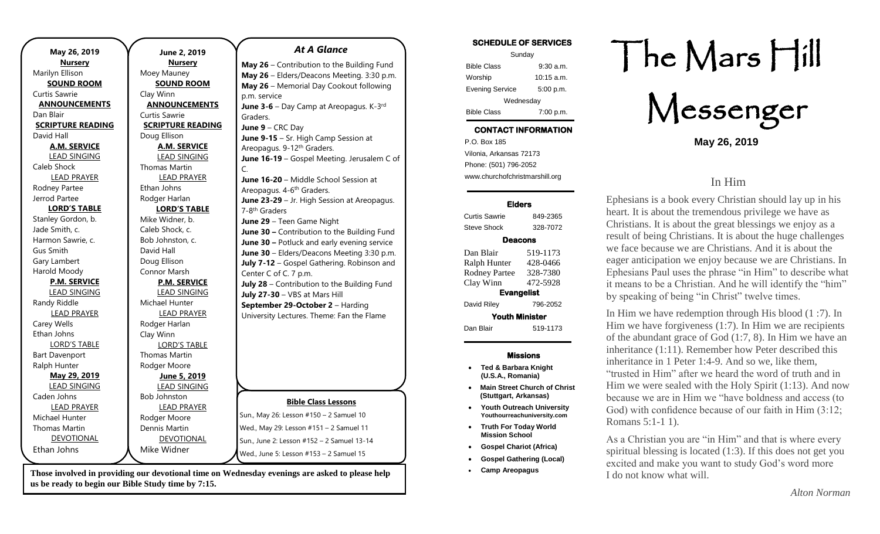**May 26, 2019**

**Nursery**
Marilyn Ellison

**SOUND ROOM**
Curtis Sawrie

**ANNOUNCEMENTS**
Dan Blair

**SCRIPTURE READING**
David Hall

**A.M. SERVICE**

LEAD SINGING
Caleb Shock

LEAD PRAYER
Rodney Partee
Jerrod Partee

**LORD'S TABLE**
Stanley Gordon, b.
Jade Smith, c.
Harmon Sawrie, c.
Gus Smith
Gary Lambert
Harold Moody

**P.M. SERVICE**

LEAD SINGING
Randy Riddle

LEAD PRAYER
Carey Wells
Ethan Johns

LORD'S TABLE
Bart Davenport
Ralph Hunter

**May 29, 2019**

LEAD SINGING
Caden Johns

LEAD PRAYER
Michael Hunter
Thomas Martin

DEVOTIONAL
Ethan Johns

**June 2, 2019**

**Nursery**
Moey Mauney

**SOUND ROOM**
Clay Winn

**ANNOUNCEMENTS**
Curtis Sawrie

**SCRIPTURE READING**
Doug Ellison

**A.M. SERVICE**

LEAD SINGING
Thomas Martin

LEAD PRAYER
Ethan Johns
Rodger Harlan

**LORD'S TABLE**
Mike Widner, b.
Caleb Shock, c.
Bob Johnston, c.
David Hall
Doug Ellison
Connor Marsh

**P.M. SERVICE**

LEAD SINGING
Michael Hunter

LEAD PRAYER
Rodger Harlan
Clay Winn

LORD'S TABLE
Thomas Martin
Rodger Moore

**June 5, 2019**

LEAD SINGING
Bob Johnston

LEAD PRAYER
Rodger Moore
Dennis Martin

DEVOTIONAL
Mike Widner

## *At A Glance*

**May 26** – Contribution to the Building Fund
**May 26** – Elders/Deacons Meeting. 3:30 p.m.
**May 26** – Memorial Day Cookout following p.m. service
**June 3-6** – Day Camp at Areopagus. K-3rd Graders.
**June 9** – CRC Day
**June 9-15** – Sr. High Camp Session at Areopagus. 9-12th Graders.
**June 16-19** – Gospel Meeting. Jerusalem C of C.
**June 16-20** – Middle School Session at Areopagus. 4-6th Graders.
**June 23-29** – Jr. High Session at Areopagus. 7-8th Graders
**June 29** – Teen Game Night
**June 30 –** Contribution to the Building Fund
**June 30 –** Potluck and early evening service
**June 30** – Elders/Deacons Meeting 3:30 p.m.
**July 7-12** – Gospel Gathering. Robinson and Center C of C. 7 p.m.
**July 28** – Contribution to the Building Fund
**July 27-30** – VBS at Mars Hill
**September 29-October 2** – Harding University Lectures. Theme: Fan the Flame

**Bible Class Lessons**

Sun., May 26: Lesson #150 – 2 Samuel 10
Wed., May 29: Lesson #151 – 2 Samuel 11
Sun., June 2: Lesson #152 – 2 Samuel 13-14
Wed., June 5: Lesson #153 – 2 Samuel 15

**Those involved in providing our devotional time on Wednesday evenings are asked to please help us be ready to begin our Bible Study time by 7:15.**

**SCHEDULE OF SERVICES**

| Sunday | |
|---|---|
| Bible Class | 9:30 a.m. |
| Worship | 10:15 a.m. |
| Evening Service | 5:00 p.m. |
| Wednesday | |
| Bible Class | 7:00 p.m. |

**CONTACT INFORMATION**

P.O. Box 185
Vilonia, Arkansas 72173
Phone: (501) 796-2052
www.churchofchristmarshill.org

**Elders**

| | |
|---|---|
| Curtis Sawrie | 849-2365 |
| Steve Shock | 328-7072 |

**Deacons**

| | |
|---|---|
| Dan Blair | 519-1173 |
| Ralph Hunter | 428-0466 |
| Rodney Partee | 328-7380 |
| Clay Winn | 472-5928 |

**Evangelist**

| | |
|---|---|
| David Riley | 796-2052 |

**Youth Minister**

| | |
|---|---|
| Dan Blair | 519-1173 |

**Missions**

- **Ted & Barbara Knight (U.S.A., Romania)**
- **Main Street Church of Christ (Stuttgart, Arkansas)**
- **Youth Outreach University Youthourreachuniversity.com**
- **Truth For Today World Mission School**
- **Gospel Chariot (Africa)**
- **Gospel Gathering (Local)**
- **Camp Areopagus**

# The Mars Hill Messenger

**May 26, 2019**

## In Him

Ephesians is a book every Christian should lay up in his heart. It is about the tremendous privilege we have as Christians. It is about the great blessings we enjoy as a result of being Christians. It is about the huge challenges we face because we are Christians. And it is about the eager anticipation we enjoy because we are Christians. In Ephesians Paul uses the phrase "in Him" to describe what it means to be a Christian. And he will identify the "him" by speaking of being "in Christ" twelve times.

In Him we have redemption through His blood (1 :7). In Him we have forgiveness (1:7). In Him we are recipients of the abundant grace of God (1:7, 8). In Him we have an inheritance (1:11). Remember how Peter described this inheritance in 1 Peter 1:4-9. And so we, like them, "trusted in Him" after we heard the word of truth and in Him we were sealed with the Holy Spirit (1:13). And now because we are in Him we "have boldness and access (to God) with confidence because of our faith in Him (3:12; Romans 5:1-1 1).

As a Christian you are "in Him" and that is where every spiritual blessing is located (1:3). If this does not get you excited and make you want to study God's word more I do not know what will.

*Alton Norman*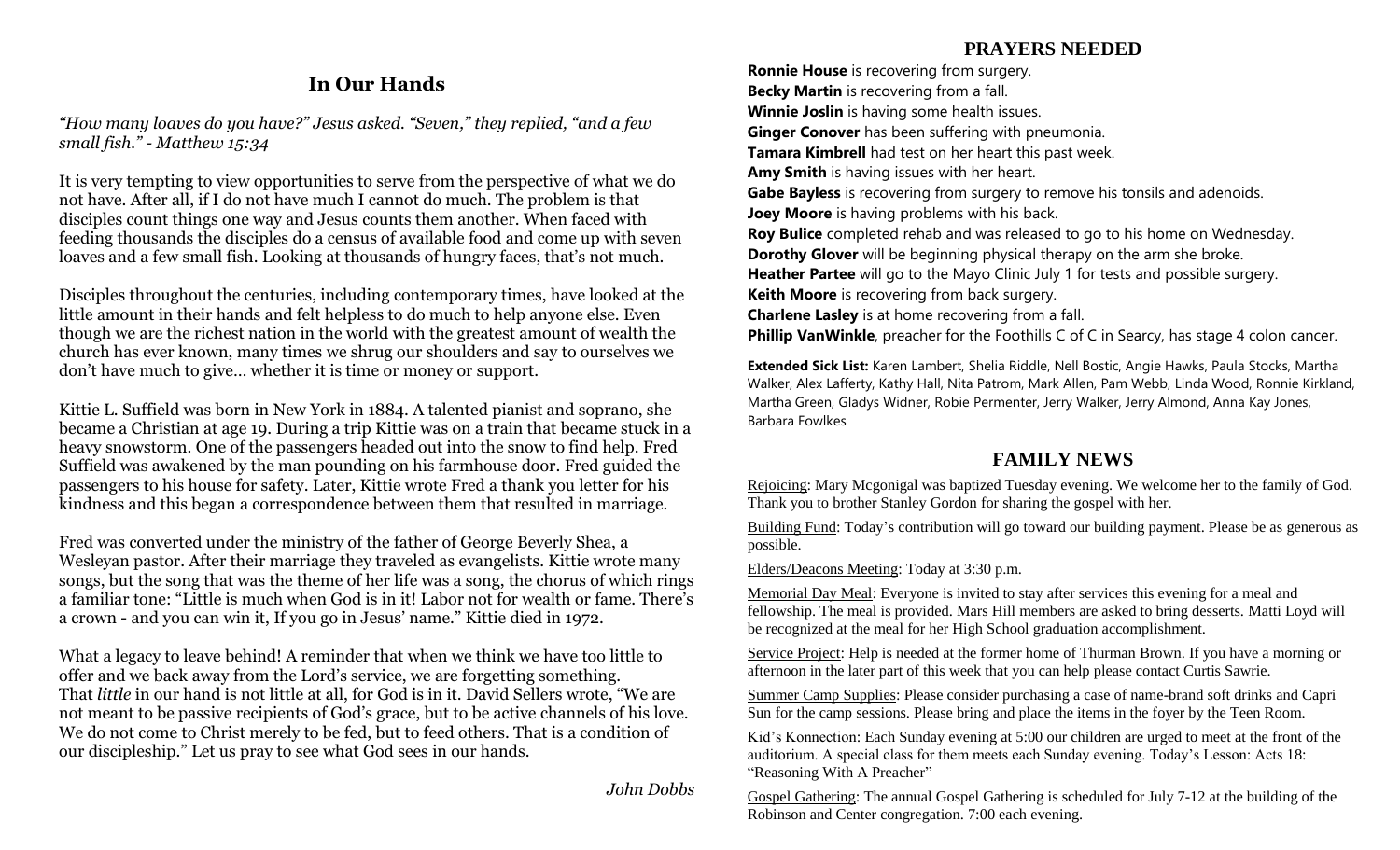## In Our Hands

*"How many loaves do you have?" Jesus asked. "Seven," they replied, "and a few small fish." - Matthew 15:34*

It is very tempting to view opportunities to serve from the perspective of what we do not have. After all, if I do not have much I cannot do much. The problem is that disciples count things one way and Jesus counts them another. When faced with feeding thousands the disciples do a census of available food and come up with seven loaves and a few small fish. Looking at thousands of hungry faces, that's not much.

Disciples throughout the centuries, including contemporary times, have looked at the little amount in their hands and felt helpless to do much to help anyone else. Even though we are the richest nation in the world with the greatest amount of wealth the church has ever known, many times we shrug our shoulders and say to ourselves we don't have much to give... whether it is time or money or support.

Kittie L. Suffield was born in New York in 1884. A talented pianist and soprano, she became a Christian at age 19. During a trip Kittie was on a train that became stuck in a heavy snowstorm. One of the passengers headed out into the snow to find help. Fred Suffield was awakened by the man pounding on his farmhouse door. Fred guided the passengers to his house for safety. Later, Kittie wrote Fred a thank you letter for his kindness and this began a correspondence between them that resulted in marriage.

Fred was converted under the ministry of the father of George Beverly Shea, a Wesleyan pastor. After their marriage they traveled as evangelists. Kittie wrote many songs, but the song that was the theme of her life was a song, the chorus of which rings a familiar tone: "Little is much when God is in it! Labor not for wealth or fame. There's a crown - and you can win it, If you go in Jesus' name." Kittie died in 1972.

What a legacy to leave behind! A reminder that when we think we have too little to offer and we back away from the Lord's service, we are forgetting something. That *little* in our hand is not little at all, for God is in it. David Sellers wrote, "We are not meant to be passive recipients of God's grace, but to be active channels of his love. We do not come to Christ merely to be fed, but to feed others. That is a condition of our discipleship." Let us pray to see what God sees in our hands.

*John Dobbs*

## PRAYERS NEEDED

**Ronnie House** is recovering from surgery.
**Becky Martin** is recovering from a fall.
**Winnie Joslin** is having some health issues.
**Ginger Conover** has been suffering with pneumonia.
**Tamara Kimbrell** had test on her heart this past week.
**Amy Smith** is having issues with her heart.
**Gabe Bayless** is recovering from surgery to remove his tonsils and adenoids.
**Joey Moore** is having problems with his back.
**Roy Bulice** completed rehab and was released to go to his home on Wednesday.
**Dorothy Glover** will be beginning physical therapy on the arm she broke.
**Heather Partee** will go to the Mayo Clinic July 1 for tests and possible surgery.
**Keith Moore** is recovering from back surgery.
**Charlene Lasley** is at home recovering from a fall.
**Phillip VanWinkle**, preacher for the Foothills C of C in Searcy, has stage 4 colon cancer.

**Extended Sick List:** Karen Lambert, Shelia Riddle, Nell Bostic, Angie Hawks, Paula Stocks, Martha Walker, Alex Lafferty, Kathy Hall, Nita Patrom, Mark Allen, Pam Webb, Linda Wood, Ronnie Kirkland, Martha Green, Gladys Widner, Robie Permenter, Jerry Walker, Jerry Almond, Anna Kay Jones, Barbara Fowlkes

## FAMILY NEWS

Rejoicing: Mary Mcgonigal was baptized Tuesday evening. We welcome her to the family of God. Thank you to brother Stanley Gordon for sharing the gospel with her.

Building Fund: Today's contribution will go toward our building payment. Please be as generous as possible.

Elders/Deacons Meeting: Today at 3:30 p.m.

Memorial Day Meal: Everyone is invited to stay after services this evening for a meal and fellowship. The meal is provided. Mars Hill members are asked to bring desserts. Matti Loyd will be recognized at the meal for her High School graduation accomplishment.

Service Project: Help is needed at the former home of Thurman Brown. If you have a morning or afternoon in the later part of this week that you can help please contact Curtis Sawrie.

Summer Camp Supplies: Please consider purchasing a case of name-brand soft drinks and Capri Sun for the camp sessions. Please bring and place the items in the foyer by the Teen Room.

Kid's Konnection: Each Sunday evening at 5:00 our children are urged to meet at the front of the auditorium. A special class for them meets each Sunday evening. Today's Lesson: Acts 18: "Reasoning With A Preacher"

Gospel Gathering: The annual Gospel Gathering is scheduled for July 7-12 at the building of the Robinson and Center congregation. 7:00 each evening.